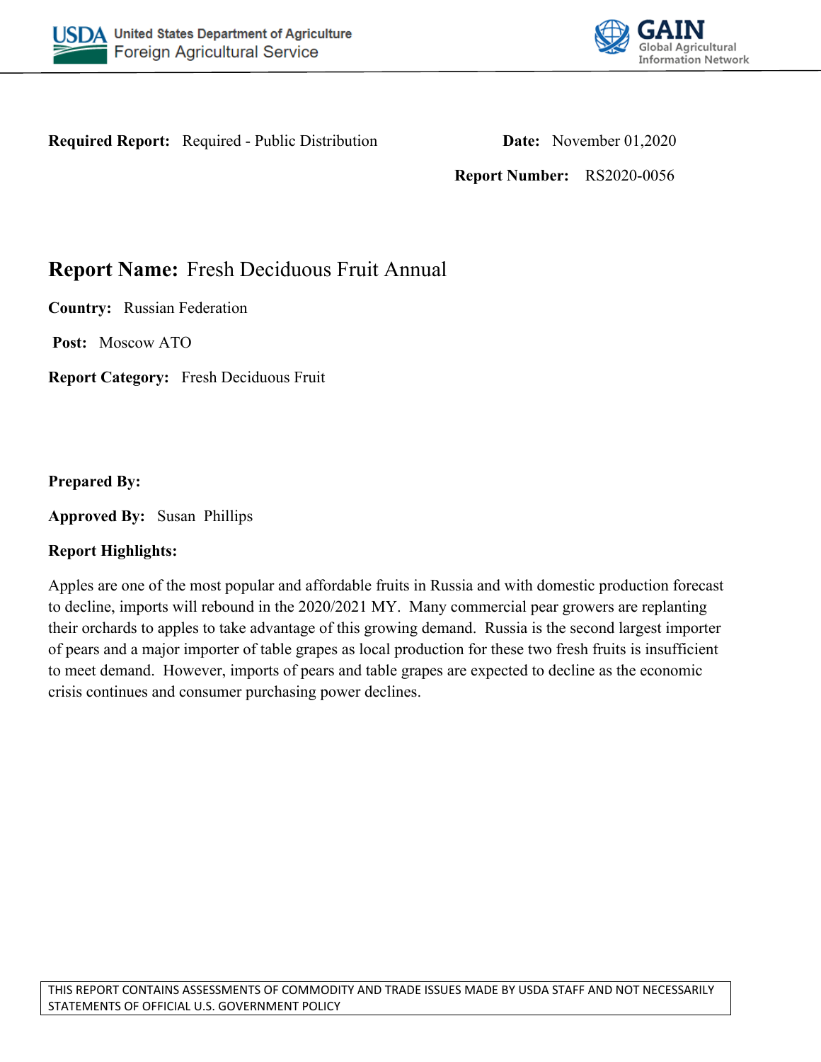**Required Report:** Required - Public Distribution

**Date:** November 01,2020

**Report Number:** RS2020-0056

# Report Name: Fresh Deciduous Fruit Annual

**Country:** Russian Federation

**Post:** Moscow ATO

**Report Category:** Fresh Deciduous Fruit

**Prepared By:**

**Approved By:** Susan Phillips

**Report Highlights:**

Apples are one of the most popular and affordable fruits in Russia and with domestic production forecast to decline, imports will rebound in the 2020/2021 MY. Many commercial pear growers are replanting their orchards to apples to take advantage of this growing demand. Russia is the second largest importer of pears and a major importer of table grapes as local production for these two fresh fruits is insufficient to meet demand. However, imports of pears and table grapes are expected to decline as the economic crisis continues and consumer purchasing power declines.

THIS REPORT CONTAINS ASSESSMENTS OF COMMODITY AND TRADE ISSUES MADE BY USDA STAFF AND NOT NECESSARILY STATEMENTS OF OFFICIAL U.S. GOVERNMENT POLICY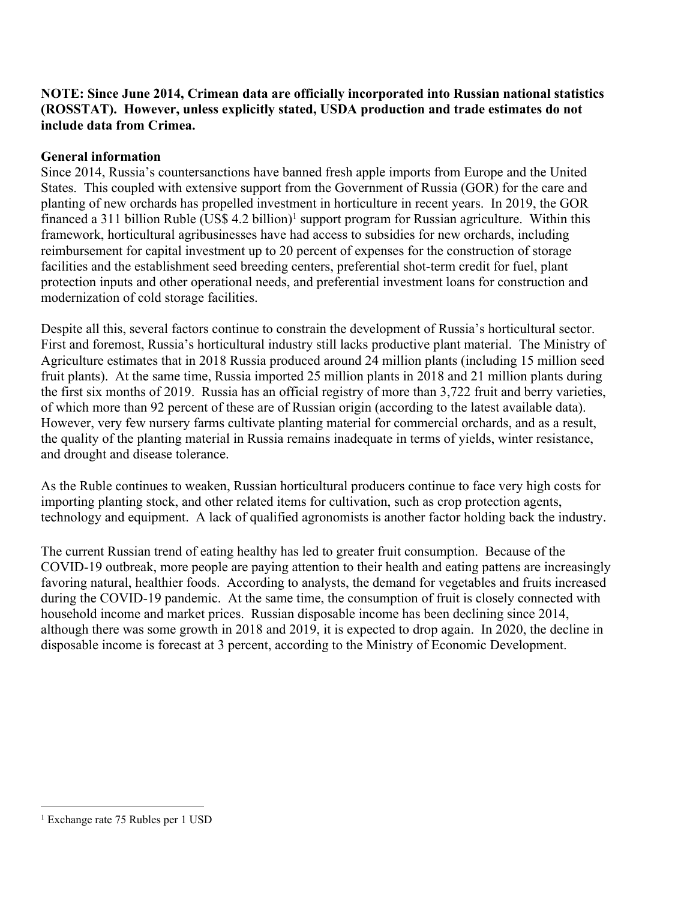**NOTE: Since June 2014, Crimean data are officially incorporated into Russian national statistics (ROSSTAT). However, unless explicitly stated, USDA production and trade estimates do not include data from Crimea.**

**General information**

Since 2014, Russia's countersanctions have banned fresh apple imports from Europe and the United States. This coupled with extensive support from the Government of Russia (GOR) for the care and planting of new orchards has propelled investment in horticulture in recent years. In 2019, the GOR financed a 311 billion Ruble (US$ 4.2 billion)[1] support program for Russian agriculture. Within this framework, horticultural agribusinesses have had access to subsidies for new orchards, including reimbursement for capital investment up to 20 percent of expenses for the construction of storage facilities and the establishment seed breeding centers, preferential shot-term credit for fuel, plant protection inputs and other operational needs, and preferential investment loans for construction and modernization of cold storage facilities.

Despite all this, several factors continue to constrain the development of Russia's horticultural sector. First and foremost, Russia's horticultural industry still lacks productive plant material. The Ministry of Agriculture estimates that in 2018 Russia produced around 24 million plants (including 15 million seed fruit plants). At the same time, Russia imported 25 million plants in 2018 and 21 million plants during the first six months of 2019. Russia has an official registry of more than 3,722 fruit and berry varieties, of which more than 92 percent of these are of Russian origin (according to the latest available data). However, very few nursery farms cultivate planting material for commercial orchards, and as a result, the quality of the planting material in Russia remains inadequate in terms of yields, winter resistance, and drought and disease tolerance.

As the Ruble continues to weaken, Russian horticultural producers continue to face very high costs for importing planting stock, and other related items for cultivation, such as crop protection agents, technology and equipment. A lack of qualified agronomists is another factor holding back the industry.

The current Russian trend of eating healthy has led to greater fruit consumption. Because of the COVID-19 outbreak, more people are paying attention to their health and eating pattens are increasingly favoring natural, healthier foods. According to analysts, the demand for vegetables and fruits increased during the COVID-19 pandemic. At the same time, the consumption of fruit is closely connected with household income and market prices. Russian disposable income has been declining since 2014, although there was some growth in 2018 and 2019, it is expected to drop again. In 2020, the decline in disposable income is forecast at 3 percent, according to the Ministry of Economic Development.

---

[1] Exchange rate 75 Rubles per 1 USD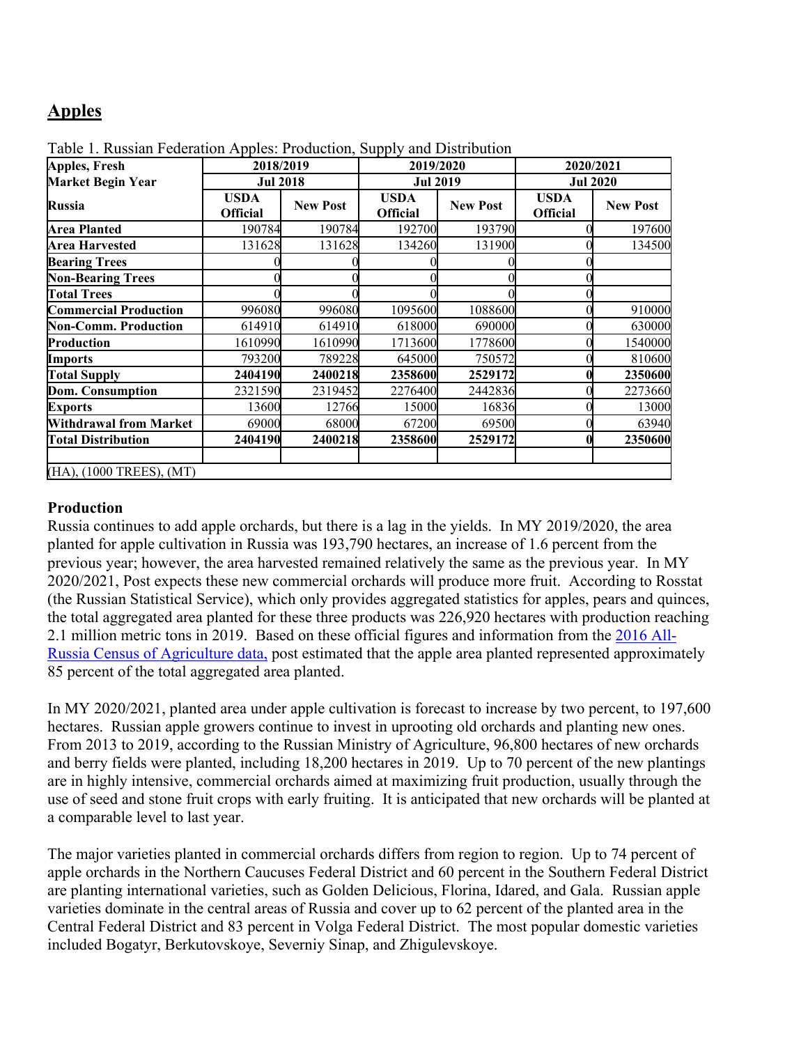## Apples

Table 1. Russian Federation Apples: Production, Supply and Distribution

| Apples, Fresh | 2018/2019 | | 2019/2020 | | 2020/2021 | |
|---|---|---|---|---|---|---|
| Market Begin Year | Jul 2018 | | Jul 2019 | | Jul 2020 | |
| Russia | USDA Official | New Post | USDA Official | New Post | USDA Official | New Post |
| Area Planted | 190784 | 190784 | 192700 | 193790 | 0 | 197600 |
| Area Harvested | 131628 | 131628 | 134260 | 131900 | 0 | 134500 |
| Bearing Trees | 0 | 0 | 0 | 0 | 0 | |
| Non-Bearing Trees | 0 | 0 | 0 | 0 | 0 | |
| Total Trees | 0 | 0 | 0 | 0 | 0 | |
| Commercial Production | 996080 | 996080 | 1095600 | 1088600 | 0 | 910000 |
| Non-Comm. Production | 614910 | 614910 | 618000 | 690000 | 0 | 630000 |
| Production | 1610990 | 1610990 | 1713600 | 1778600 | 0 | 1540000 |
| Imports | 793200 | 789228 | 645000 | 750572 | 0 | 810600 |
| **Total Supply** | **2404190** | **2400218** | **2358600** | **2529172** | **0** | **2350600** |
| Dom. Consumption | 2321590 | 2319452 | 2276400 | 2442836 | 0 | 2273660 |
| Exports | 13600 | 12766 | 15000 | 16836 | 0 | 13000 |
| Withdrawal from Market | 69000 | 68000 | 67200 | 69500 | 0 | 63940 |
| **Total Distribution** | **2404190** | **2400218** | **2358600** | **2529172** | **0** | **2350600** |
| | | | | | | |
| (HA), (1000 TREES), (MT) | | | | | | |

### Production

Russia continues to add apple orchards, but there is a lag in the yields. In MY 2019/2020, the area planted for apple cultivation in Russia was 193,790 hectares, an increase of 1.6 percent from the previous year; however, the area harvested remained relatively the same as the previous year. In MY 2020/2021, Post expects these new commercial orchards will produce more fruit. According to Rosstat (the Russian Statistical Service), which only provides aggregated statistics for apples, pears and quinces, the total aggregated area planted for these three products was 226,920 hectares with production reaching 2.1 million metric tons in 2019. Based on these official figures and information from the 2016 All-Russia Census of Agriculture data, post estimated that the apple area planted represented approximately 85 percent of the total aggregated area planted.

In MY 2020/2021, planted area under apple cultivation is forecast to increase by two percent, to 197,600 hectares. Russian apple growers continue to invest in uprooting old orchards and planting new ones. From 2013 to 2019, according to the Russian Ministry of Agriculture, 96,800 hectares of new orchards and berry fields were planted, including 18,200 hectares in 2019. Up to 70 percent of the new plantings are in highly intensive, commercial orchards aimed at maximizing fruit production, usually through the use of seed and stone fruit crops with early fruiting. It is anticipated that new orchards will be planted at a comparable level to last year.

The major varieties planted in commercial orchards differs from region to region. Up to 74 percent of apple orchards in the Northern Caucuses Federal District and 60 percent in the Southern Federal District are planting international varieties, such as Golden Delicious, Florina, Idared, and Gala. Russian apple varieties dominate in the central areas of Russia and cover up to 62 percent of the planted area in the Central Federal District and 83 percent in Volga Federal District. The most popular domestic varieties included Bogatyr, Berkutovskoye, Severniy Sinap, and Zhigulevskoye.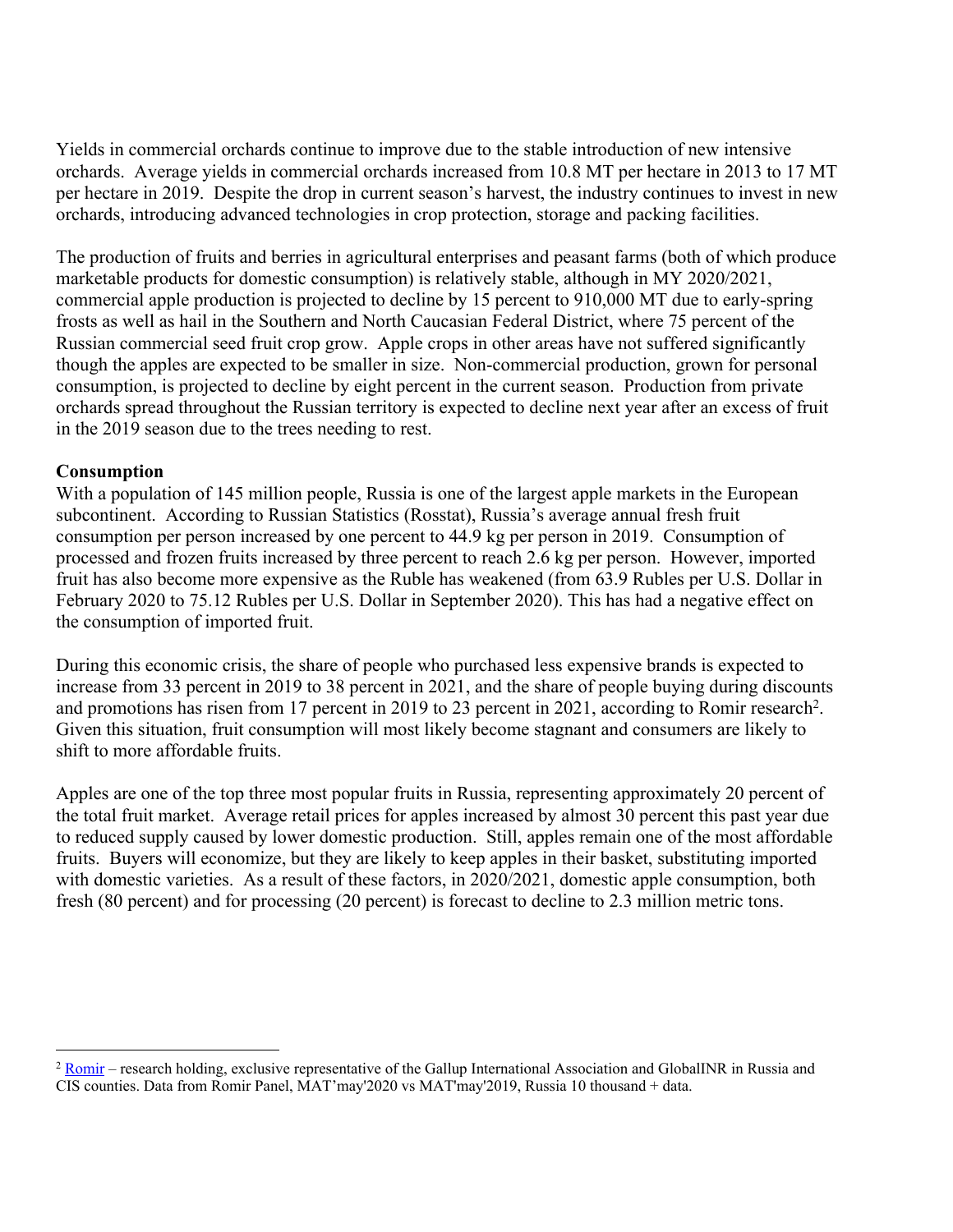Yields in commercial orchards continue to improve due to the stable introduction of new intensive orchards. Average yields in commercial orchards increased from 10.8 MT per hectare in 2013 to 17 MT per hectare in 2019. Despite the drop in current season's harvest, the industry continues to invest in new orchards, introducing advanced technologies in crop protection, storage and packing facilities.

The production of fruits and berries in agricultural enterprises and peasant farms (both of which produce marketable products for domestic consumption) is relatively stable, although in MY 2020/2021, commercial apple production is projected to decline by 15 percent to 910,000 MT due to early-spring frosts as well as hail in the Southern and North Caucasian Federal District, where 75 percent of the Russian commercial seed fruit crop grow. Apple crops in other areas have not suffered significantly though the apples are expected to be smaller in size. Non-commercial production, grown for personal consumption, is projected to decline by eight percent in the current season. Production from private orchards spread throughout the Russian territory is expected to decline next year after an excess of fruit in the 2019 season due to the trees needing to rest.

**Consumption**

With a population of 145 million people, Russia is one of the largest apple markets in the European subcontinent. According to Russian Statistics (Rosstat), Russia's average annual fresh fruit consumption per person increased by one percent to 44.9 kg per person in 2019. Consumption of processed and frozen fruits increased by three percent to reach 2.6 kg per person. However, imported fruit has also become more expensive as the Ruble has weakened (from 63.9 Rubles per U.S. Dollar in February 2020 to 75.12 Rubles per U.S. Dollar in September 2020). This has had a negative effect on the consumption of imported fruit.

During this economic crisis, the share of people who purchased less expensive brands is expected to increase from 33 percent in 2019 to 38 percent in 2021, and the share of people buying during discounts and promotions has risen from 17 percent in 2019 to 23 percent in 2021, according to Romir research[2]. Given this situation, fruit consumption will most likely become stagnant and consumers are likely to shift to more affordable fruits.

Apples are one of the top three most popular fruits in Russia, representing approximately 20 percent of the total fruit market. Average retail prices for apples increased by almost 30 percent this past year due to reduced supply caused by lower domestic production. Still, apples remain one of the most affordable fruits. Buyers will economize, but they are likely to keep apples in their basket, substituting imported with domestic varieties. As a result of these factors, in 2020/2021, domestic apple consumption, both fresh (80 percent) and for processing (20 percent) is forecast to decline to 2.3 million metric tons.

[2] Romir – research holding, exclusive representative of the Gallup International Association and GlobalINR in Russia and CIS counties. Data from Romir Panel, MAT'may'2020 vs MAT'may'2019, Russia 10 thousand + data.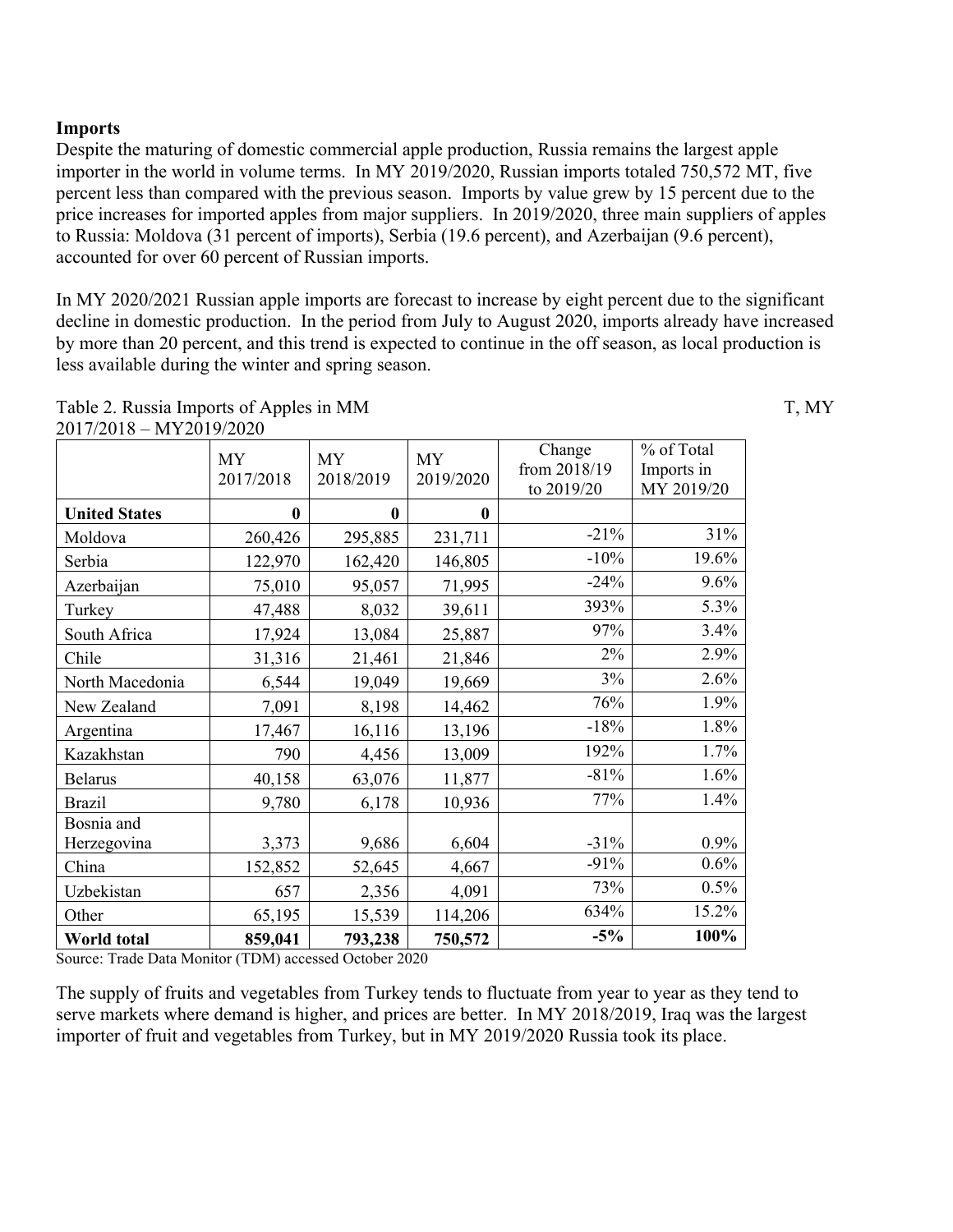**Imports**

Despite the maturing of domestic commercial apple production, Russia remains the largest apple importer in the world in volume terms. In MY 2019/2020, Russian imports totaled 750,572 MT, five percent less than compared with the previous season. Imports by value grew by 15 percent due to the price increases for imported apples from major suppliers. In 2019/2020, three main suppliers of apples to Russia: Moldova (31 percent of imports), Serbia (19.6 percent), and Azerbaijan (9.6 percent), accounted for over 60 percent of Russian imports.

In MY 2020/2021 Russian apple imports are forecast to increase by eight percent due to the significant decline in domestic production. In the period from July to August 2020, imports already have increased by more than 20 percent, and this trend is expected to continue in the off season, as local production is less available during the winter and spring season.

Table 2. Russia Imports of Apples in MMT, MY 2017/2018 – MY2019/2020

| | MY 2017/2018 | MY 2018/2019 | MY 2019/2020 | Change from 2018/19 to 2019/20 | % of Total Imports in MY 2019/20 |
|---|---|---|---|---|---|
| **United States** | **0** | **0** | **0** | | |
| Moldova | 260,426 | 295,885 | 231,711 | -21% | 31% |
| Serbia | 122,970 | 162,420 | 146,805 | -10% | 19.6% |
| Azerbaijan | 75,010 | 95,057 | 71,995 | -24% | 9.6% |
| Turkey | 47,488 | 8,032 | 39,611 | 393% | 5.3% |
| South Africa | 17,924 | 13,084 | 25,887 | 97% | 3.4% |
| Chile | 31,316 | 21,461 | 21,846 | 2% | 2.9% |
| North Macedonia | 6,544 | 19,049 | 19,669 | 3% | 2.6% |
| New Zealand | 7,091 | 8,198 | 14,462 | 76% | 1.9% |
| Argentina | 17,467 | 16,116 | 13,196 | -18% | 1.8% |
| Kazakhstan | 790 | 4,456 | 13,009 | 192% | 1.7% |
| Belarus | 40,158 | 63,076 | 11,877 | -81% | 1.6% |
| Brazil | 9,780 | 6,178 | 10,936 | 77% | 1.4% |
| Bosnia and Herzegovina | 3,373 | 9,686 | 6,604 | -31% | 0.9% |
| China | 152,852 | 52,645 | 4,667 | -91% | 0.6% |
| Uzbekistan | 657 | 2,356 | 4,091 | 73% | 0.5% |
| Other | 65,195 | 15,539 | 114,206 | 634% | 15.2% |
| **World total** | **859,041** | **793,238** | **750,572** | **-5%** | **100%** |

Source: Trade Data Monitor (TDM) accessed October 2020

The supply of fruits and vegetables from Turkey tends to fluctuate from year to year as they tend to serve markets where demand is higher, and prices are better. In MY 2018/2019, Iraq was the largest importer of fruit and vegetables from Turkey, but in MY 2019/2020 Russia took its place.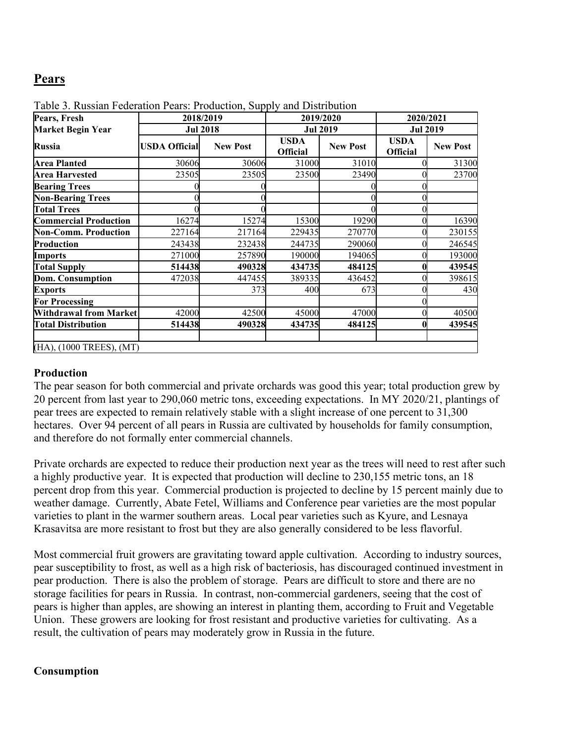## Pears

Table 3. Russian Federation Pears: Production, Supply and Distribution

| Pears, Fresh | 2018/2019 | | 2019/2020 | | 2020/2021 | |
|---|---|---|---|---|---|---|
| Market Begin Year | Jul 2018 | | Jul 2019 | | Jul 2019 | |
| Russia | USDA Official | New Post | USDA Official | New Post | USDA Official | New Post |
| Area Planted | 30606 | 30606 | 31000 | 31010 | 0 | 31300 |
| Area Harvested | 23505 | 23505 | 23500 | 23490 | 0 | 23700 |
| Bearing Trees | 0 | 0 | | 0 | 0 | |
| Non-Bearing Trees | 0 | 0 | | 0 | 0 | |
| Total Trees | 0 | 0 | | 0 | 0 | |
| Commercial Production | 16274 | 15274 | 15300 | 19290 | 0 | 16390 |
| Non-Comm. Production | 227164 | 217164 | 229435 | 270770 | 0 | 230155 |
| Production | 243438 | 232438 | 244735 | 290060 | 0 | 246545 |
| Imports | 271000 | 257890 | 190000 | 194065 | 0 | 193000 |
| **Total Supply** | **514438** | **490328** | **434735** | **484125** | **0** | **439545** |
| Dom. Consumption | 472038 | 447455 | 389335 | 436452 | 0 | 398615 |
| Exports | | 373 | 400 | 673 | 0 | 430 |
| For Processing | | | | | 0 | |
| Withdrawal from Market | 42000 | 42500 | 45000 | 47000 | 0 | 40500 |
| **Total Distribution** | **514438** | **490328** | **434735** | **484125** | **0** | **439545** |
| | | | | | | |
| (HA), (1000 TREES), (MT) | | | | | | |

### Production

The pear season for both commercial and private orchards was good this year; total production grew by 20 percent from last year to 290,060 metric tons, exceeding expectations. In MY 2020/21, plantings of pear trees are expected to remain relatively stable with a slight increase of one percent to 31,300 hectares. Over 94 percent of all pears in Russia are cultivated by households for family consumption, and therefore do not formally enter commercial channels.

Private orchards are expected to reduce their production next year as the trees will need to rest after such a highly productive year. It is expected that production will decline to 230,155 metric tons, an 18 percent drop from this year. Commercial production is projected to decline by 15 percent mainly due to weather damage. Currently, Abate Fetel, Williams and Conference pear varieties are the most popular varieties to plant in the warmer southern areas. Local pear varieties such as Kyure, and Lesnaya Krasavitsa are more resistant to frost but they are also generally considered to be less flavorful.

Most commercial fruit growers are gravitating toward apple cultivation. According to industry sources, pear susceptibility to frost, as well as a high risk of bacteriosis, has discouraged continued investment in pear production. There is also the problem of storage. Pears are difficult to store and there are no storage facilities for pears in Russia. In contrast, non-commercial gardeners, seeing that the cost of pears is higher than apples, are showing an interest in planting them, according to Fruit and Vegetable Union. These growers are looking for frost resistant and productive varieties for cultivating. As a result, the cultivation of pears may moderately grow in Russia in the future.

### Consumption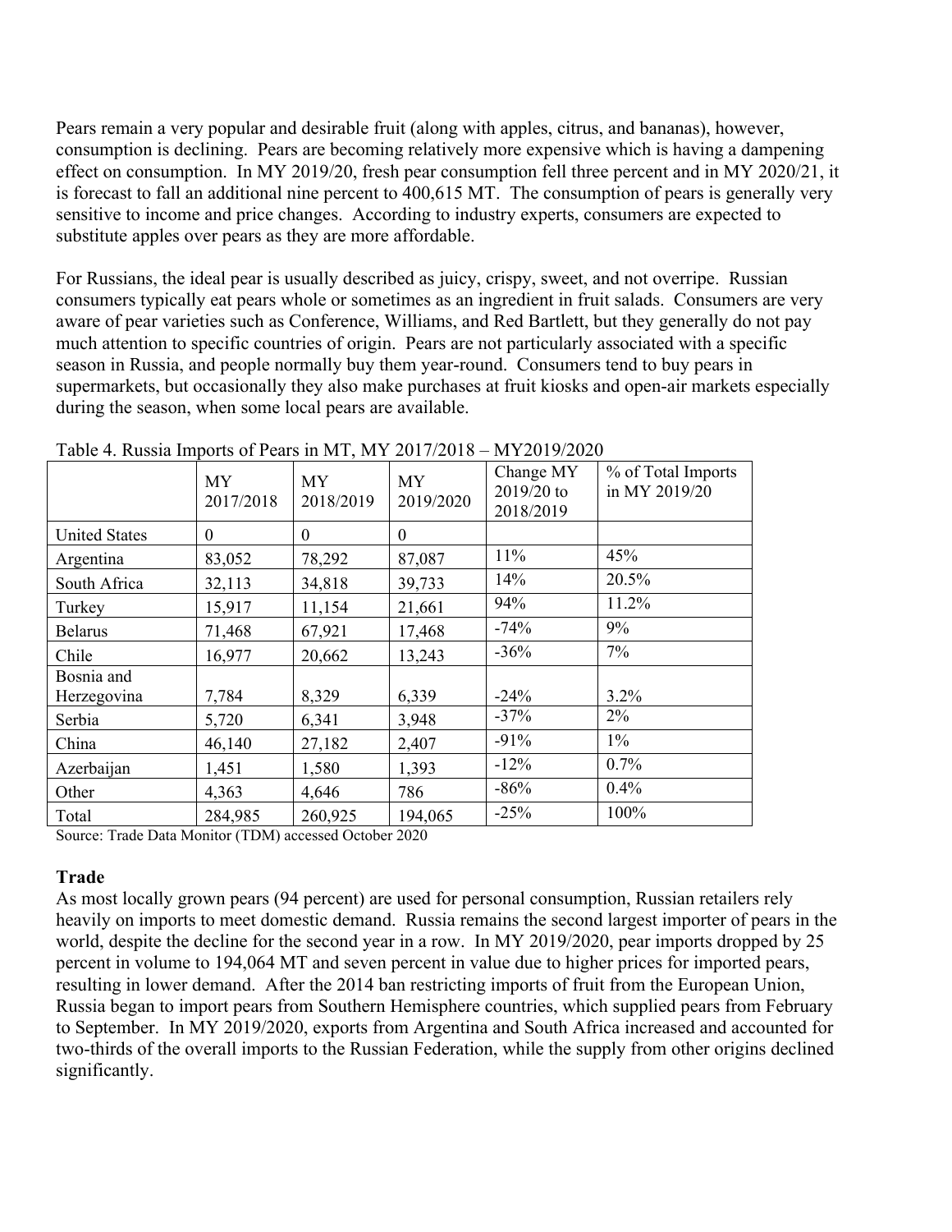Pears remain a very popular and desirable fruit (along with apples, citrus, and bananas), however, consumption is declining. Pears are becoming relatively more expensive which is having a dampening effect on consumption. In MY 2019/20, fresh pear consumption fell three percent and in MY 2020/21, it is forecast to fall an additional nine percent to 400,615 MT. The consumption of pears is generally very sensitive to income and price changes. According to industry experts, consumers are expected to substitute apples over pears as they are more affordable.

For Russians, the ideal pear is usually described as juicy, crispy, sweet, and not overripe. Russian consumers typically eat pears whole or sometimes as an ingredient in fruit salads. Consumers are very aware of pear varieties such as Conference, Williams, and Red Bartlett, but they generally do not pay much attention to specific countries of origin. Pears are not particularly associated with a specific season in Russia, and people normally buy them year-round. Consumers tend to buy pears in supermarkets, but occasionally they also make purchases at fruit kiosks and open-air markets especially during the season, when some local pears are available.

Table 4. Russia Imports of Pears in MT, MY 2017/2018 – MY2019/2020

| | MY 2017/2018 | MY 2018/2019 | MY 2019/2020 | Change MY 2019/20 to 2018/2019 | % of Total Imports in MY 2019/20 |
|---|---|---|---|---|---|
| United States | 0 | 0 | 0 | | |
| Argentina | 83,052 | 78,292 | 87,087 | 11% | 45% |
| South Africa | 32,113 | 34,818 | 39,733 | 14% | 20.5% |
| Turkey | 15,917 | 11,154 | 21,661 | 94% | 11.2% |
| Belarus | 71,468 | 67,921 | 17,468 | -74% | 9% |
| Chile | 16,977 | 20,662 | 13,243 | -36% | 7% |
| Bosnia and Herzegovina | 7,784 | 8,329 | 6,339 | -24% | 3.2% |
| Serbia | 5,720 | 6,341 | 3,948 | -37% | 2% |
| China | 46,140 | 27,182 | 2,407 | -91% | 1% |
| Azerbaijan | 1,451 | 1,580 | 1,393 | -12% | 0.7% |
| Other | 4,363 | 4,646 | 786 | -86% | 0.4% |
| Total | 284,985 | 260,925 | 194,065 | -25% | 100% |

Source: Trade Data Monitor (TDM) accessed October 2020

## Trade

As most locally grown pears (94 percent) are used for personal consumption, Russian retailers rely heavily on imports to meet domestic demand. Russia remains the second largest importer of pears in the world, despite the decline for the second year in a row. In MY 2019/2020, pear imports dropped by 25 percent in volume to 194,064 MT and seven percent in value due to higher prices for imported pears, resulting in lower demand. After the 2014 ban restricting imports of fruit from the European Union, Russia began to import pears from Southern Hemisphere countries, which supplied pears from February to September. In MY 2019/2020, exports from Argentina and South Africa increased and accounted for two-thirds of the overall imports to the Russian Federation, while the supply from other origins declined significantly.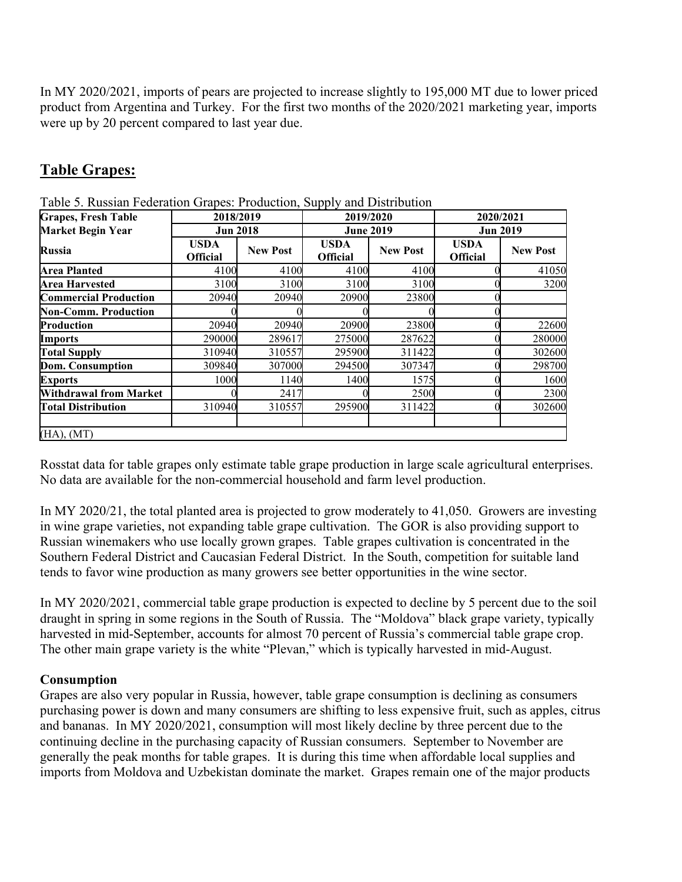In MY 2020/2021, imports of pears are projected to increase slightly to 195,000 MT due to lower priced product from Argentina and Turkey. For the first two months of the 2020/2021 marketing year, imports were up by 20 percent compared to last year due.

## Table Grapes:

Table 5. Russian Federation Grapes: Production, Supply and Distribution

| Grapes, Fresh Table | 2018/2019 | | 2019/2020 | | 2020/2021 | |
|---|---|---|---|---|---|---|
| Market Begin Year | Jun 2018 | | June 2019 | | Jun 2019 | |
| Russia | USDA Official | New Post | USDA Official | New Post | USDA Official | New Post |
| Area Planted | 4100 | 4100 | 4100 | 4100 | 0 | 41050 |
| Area Harvested | 3100 | 3100 | 3100 | 3100 | 0 | 3200 |
| Commercial Production | 20940 | 20940 | 20900 | 23800 | 0 | |
| Non-Comm. Production | 0 | 0 | 0 | 0 | 0 | |
| Production | 20940 | 20940 | 20900 | 23800 | 0 | 22600 |
| Imports | 290000 | 289617 | 275000 | 287622 | 0 | 280000 |
| Total Supply | 310940 | 310557 | 295900 | 311422 | 0 | 302600 |
| Dom. Consumption | 309840 | 307000 | 294500 | 307347 | 0 | 298700 |
| Exports | 1000 | 1140 | 1400 | 1575 | 0 | 1600 |
| Withdrawal from Market | 0 | 2417 | 0 | 2500 | 0 | 2300 |
| Total Distribution | 310940 | 310557 | 295900 | 311422 | 0 | 302600 |
| | | | | | | |
| (HA), (MT) | | | | | | |

Rosstat data for table grapes only estimate table grape production in large scale agricultural enterprises. No data are available for the non-commercial household and farm level production.

In MY 2020/21, the total planted area is projected to grow moderately to 41,050. Growers are investing in wine grape varieties, not expanding table grape cultivation. The GOR is also providing support to Russian winemakers who use locally grown grapes. Table grapes cultivation is concentrated in the Southern Federal District and Caucasian Federal District. In the South, competition for suitable land tends to favor wine production as many growers see better opportunities in the wine sector.

In MY 2020/2021, commercial table grape production is expected to decline by 5 percent due to the soil draught in spring in some regions in the South of Russia. The "Moldova" black grape variety, typically harvested in mid-September, accounts for almost 70 percent of Russia's commercial table grape crop. The other main grape variety is the white "Plevan," which is typically harvested in mid-August.

### Consumption

Grapes are also very popular in Russia, however, table grape consumption is declining as consumers purchasing power is down and many consumers are shifting to less expensive fruit, such as apples, citrus and bananas. In MY 2020/2021, consumption will most likely decline by three percent due to the continuing decline in the purchasing capacity of Russian consumers. September to November are generally the peak months for table grapes. It is during this time when affordable local supplies and imports from Moldova and Uzbekistan dominate the market. Grapes remain one of the major products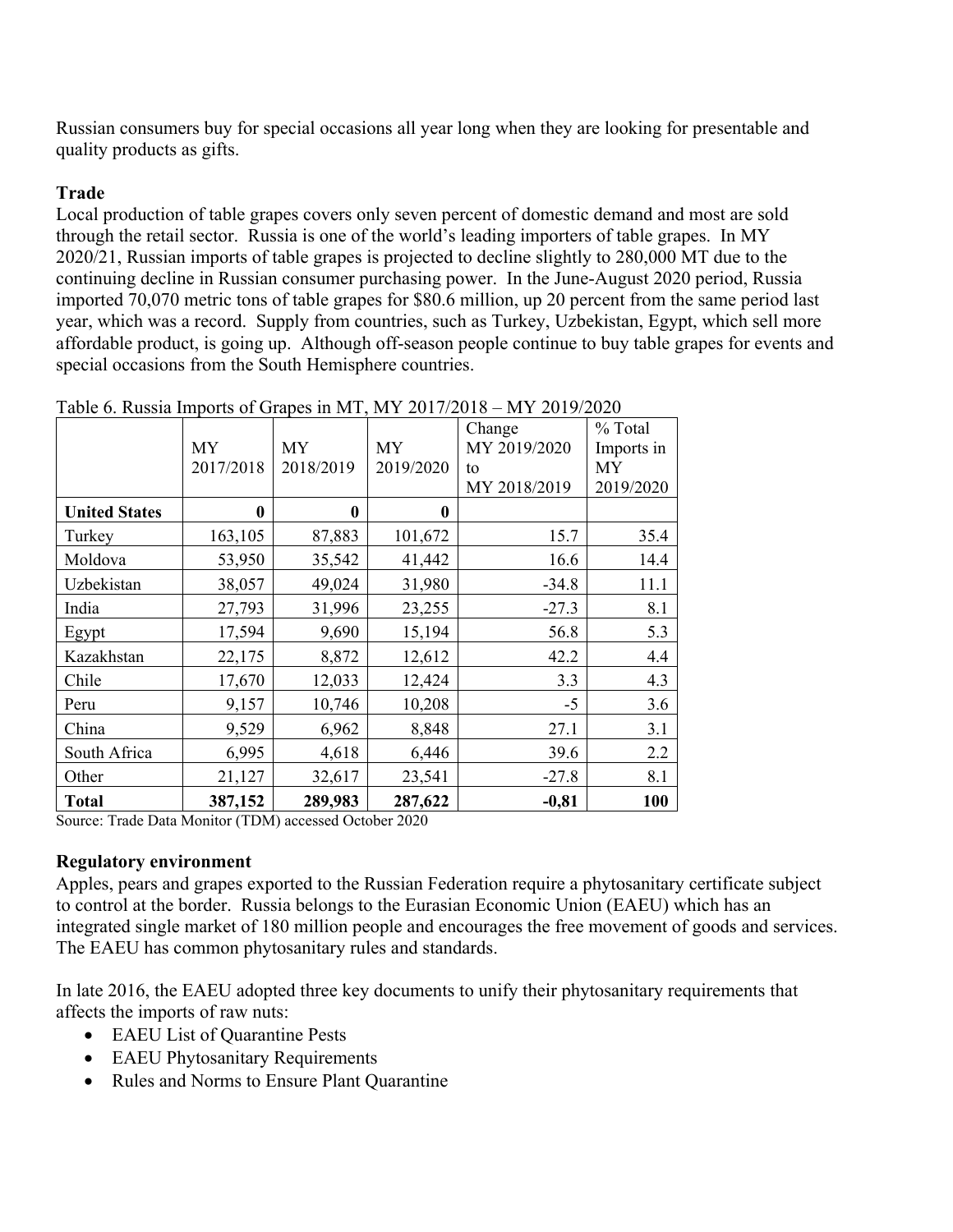Russian consumers buy for special occasions all year long when they are looking for presentable and quality products as gifts.

**Trade**

Local production of table grapes covers only seven percent of domestic demand and most are sold through the retail sector. Russia is one of the world's leading importers of table grapes. In MY 2020/21, Russian imports of table grapes is projected to decline slightly to 280,000 MT due to the continuing decline in Russian consumer purchasing power. In the June-August 2020 period, Russia imported 70,070 metric tons of table grapes for $80.6 million, up 20 percent from the same period last year, which was a record. Supply from countries, such as Turkey, Uzbekistan, Egypt, which sell more affordable product, is going up. Although off-season people continue to buy table grapes for events and special occasions from the South Hemisphere countries.

Table 6. Russia Imports of Grapes in MT, MY 2017/2018 – MY 2019/2020

| | MY 2017/2018 | MY 2018/2019 | MY 2019/2020 | Change MY 2019/2020 to MY 2018/2019 | % Total Imports in MY 2019/2020 |
|---|---|---|---|---|---|
| **United States** | **0** | **0** | **0** | | |
| Turkey | 163,105 | 87,883 | 101,672 | 15.7 | 35.4 |
| Moldova | 53,950 | 35,542 | 41,442 | 16.6 | 14.4 |
| Uzbekistan | 38,057 | 49,024 | 31,980 | -34.8 | 11.1 |
| India | 27,793 | 31,996 | 23,255 | -27.3 | 8.1 |
| Egypt | 17,594 | 9,690 | 15,194 | 56.8 | 5.3 |
| Kazakhstan | 22,175 | 8,872 | 12,612 | 42.2 | 4.4 |
| Chile | 17,670 | 12,033 | 12,424 | 3.3 | 4.3 |
| Peru | 9,157 | 10,746 | 10,208 | -5 | 3.6 |
| China | 9,529 | 6,962 | 8,848 | 27.1 | 3.1 |
| South Africa | 6,995 | 4,618 | 6,446 | 39.6 | 2.2 |
| Other | 21,127 | 32,617 | 23,541 | -27.8 | 8.1 |
| **Total** | **387,152** | **289,983** | **287,622** | **-0,81** | **100** |

Source: Trade Data Monitor (TDM) accessed October 2020

**Regulatory environment**

Apples, pears and grapes exported to the Russian Federation require a phytosanitary certificate subject to control at the border. Russia belongs to the Eurasian Economic Union (EAEU) which has an integrated single market of 180 million people and encourages the free movement of goods and services. The EAEU has common phytosanitary rules and standards.

In late 2016, the EAEU adopted three key documents to unify their phytosanitary requirements that affects the imports of raw nuts:

- EAEU List of Quarantine Pests
- EAEU Phytosanitary Requirements
- Rules and Norms to Ensure Plant Quarantine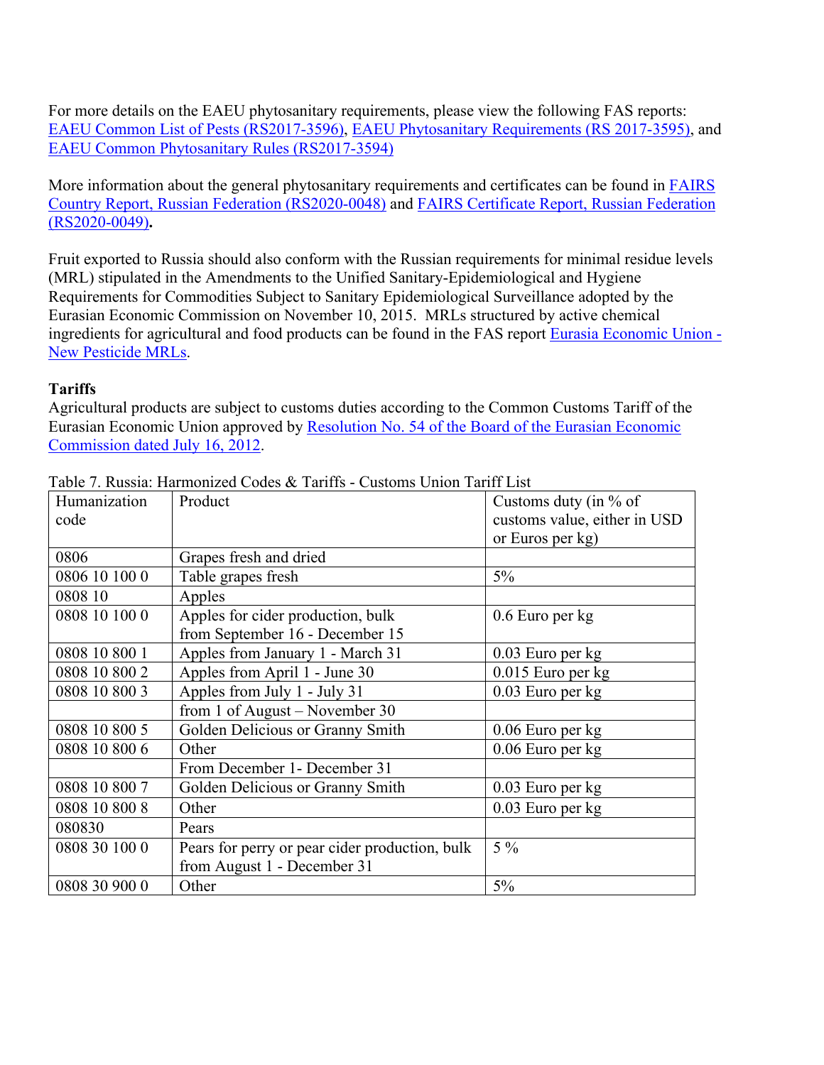For more details on the EAEU phytosanitary requirements, please view the following FAS reports: [EAEU Common List of Pests (RS2017-3596)](), [EAEU Phytosanitary Requirements (RS 2017-3595)](), and [EAEU Common Phytosanitary Rules (RS2017-3594)]()

More information about the general phytosanitary requirements and certificates can be found in [FAIRS Country Report, Russian Federation (RS2020-0048)]() and [FAIRS Certificate Report, Russian Federation (RS2020-0049)]()**.**

Fruit exported to Russia should also conform with the Russian requirements for minimal residue levels (MRL) stipulated in the Amendments to the Unified Sanitary-Epidemiological and Hygiene Requirements for Commodities Subject to Sanitary Epidemiological Surveillance adopted by the Eurasian Economic Commission on November 10, 2015. MRLs structured by active chemical ingredients for agricultural and food products can be found in the FAS report [Eurasia Economic Union - New Pesticide MRLs]().

**Tariffs**

Agricultural products are subject to customs duties according to the Common Customs Tariff of the Eurasian Economic Union approved by [Resolution No. 54 of the Board of the Eurasian Economic Commission dated July 16, 2012]().

Table 7. Russia: Harmonized Codes & Tariffs - Customs Union Tariff List

| Humanization code | Product | Customs duty (in % of customs value, either in USD or Euros per kg) |
|---|---|---|
| 0806 | Grapes fresh and dried | |
| 0806 10 100 0 | Table grapes fresh | 5% |
| 0808 10 | Apples | |
| 0808 10 100 0 | Apples for cider production, bulk from September 16 - December 15 | 0.6 Euro per kg |
| 0808 10 800 1 | Apples from January 1 - March 31 | 0.03 Euro per kg |
| 0808 10 800 2 | Apples from April 1 - June 30 | 0.015 Euro per kg |
| 0808 10 800 3 | Apples from July 1 - July 31 | 0.03 Euro per kg |
| | from 1 of August – November 30 | |
| 0808 10 800 5 | Golden Delicious or Granny Smith | 0.06 Euro per kg |
| 0808 10 800 6 | Other | 0.06 Euro per kg |
| | From December 1- December 31 | |
| 0808 10 800 7 | Golden Delicious or Granny Smith | 0.03 Euro per kg |
| 0808 10 800 8 | Other | 0.03 Euro per kg |
| 080830 | Pears | |
| 0808 30 100 0 | Pears for perry or pear cider production, bulk from August 1 - December 31 | 5 % |
| 0808 30 900 0 | Other | 5% |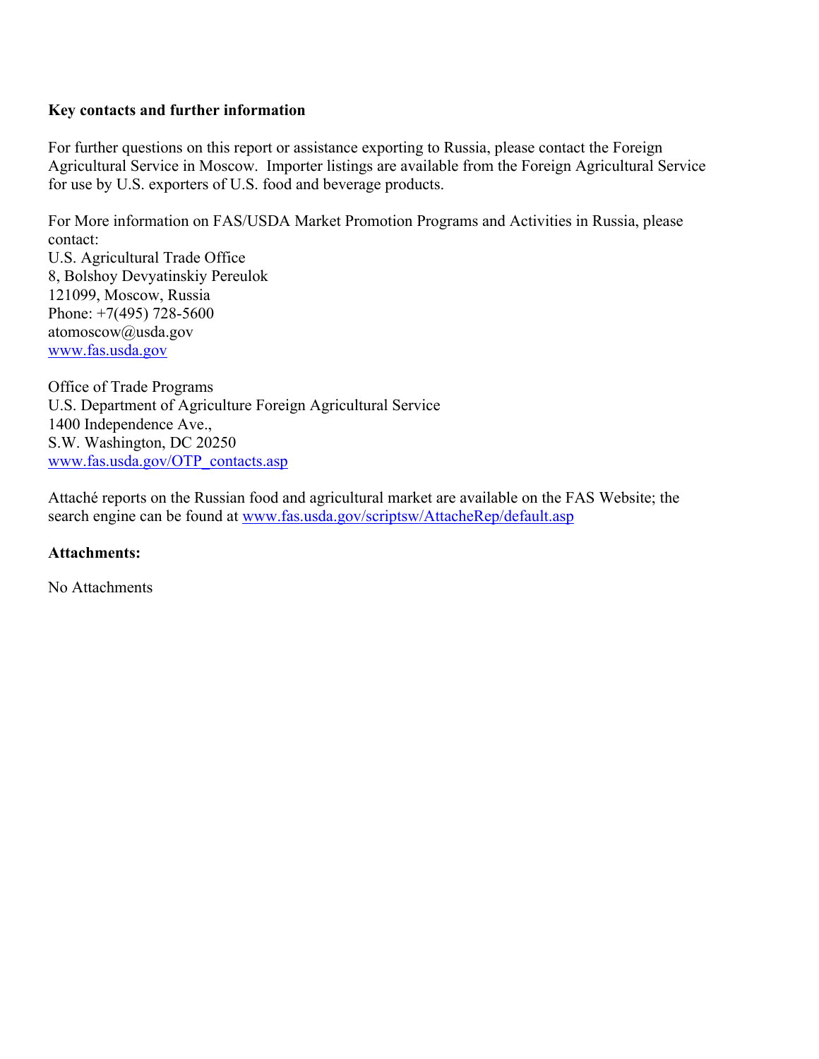**Key contacts and further information**

For further questions on this report or assistance exporting to Russia, please contact the Foreign Agricultural Service in Moscow. Importer listings are available from the Foreign Agricultural Service for use by U.S. exporters of U.S. food and beverage products.

For More information on FAS/USDA Market Promotion Programs and Activities in Russia, please contact:
U.S. Agricultural Trade Office
8, Bolshoy Devyatinskiy Pereulok
121099, Moscow, Russia
Phone: +7(495) 728-5600
atomoscow@usda.gov
www.fas.usda.gov

Office of Trade Programs
U.S. Department of Agriculture Foreign Agricultural Service
1400 Independence Ave.,
S.W. Washington, DC 20250
www.fas.usda.gov/OTP_contacts.asp

Attaché reports on the Russian food and agricultural market are available on the FAS Website; the search engine can be found at www.fas.usda.gov/scriptsw/AttacheRep/default.asp

**Attachments:**

No Attachments